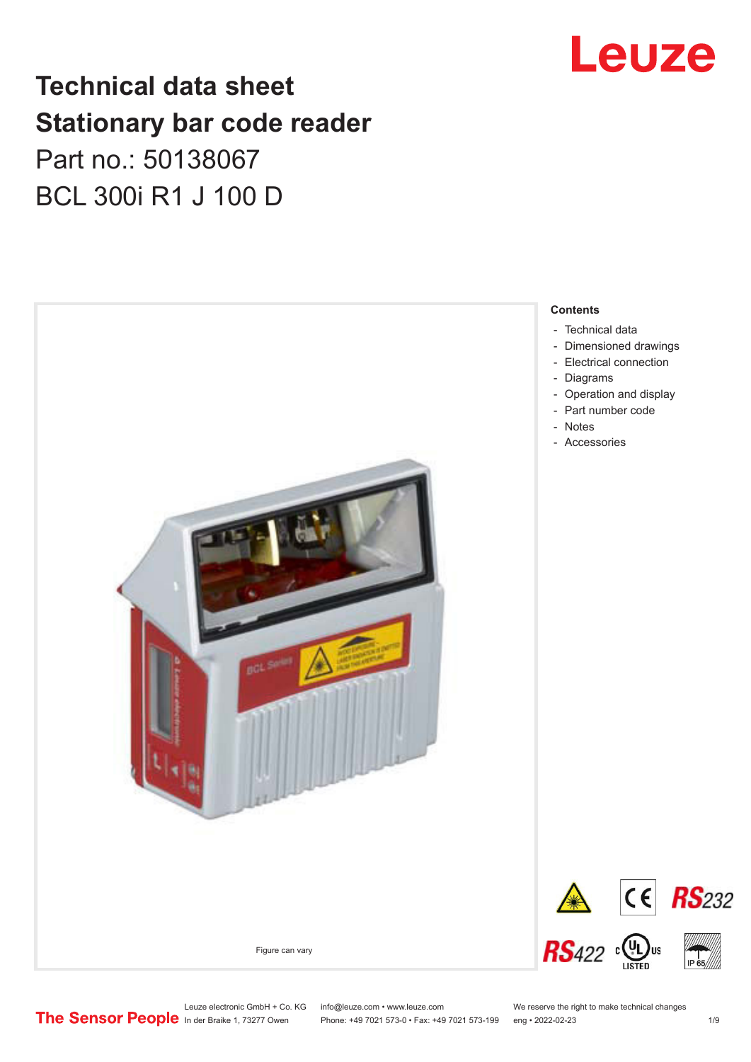# Technical data sheet
# Stationary bar code reader
## Part no.: 50138067
## BCL 300i R1 J 100 D

Figure can vary

**Contents**

- Technical data
- Dimensioned drawings
- Electrical connection
- Diagrams
- Operation and display
- Part number code
- Notes
- Accessories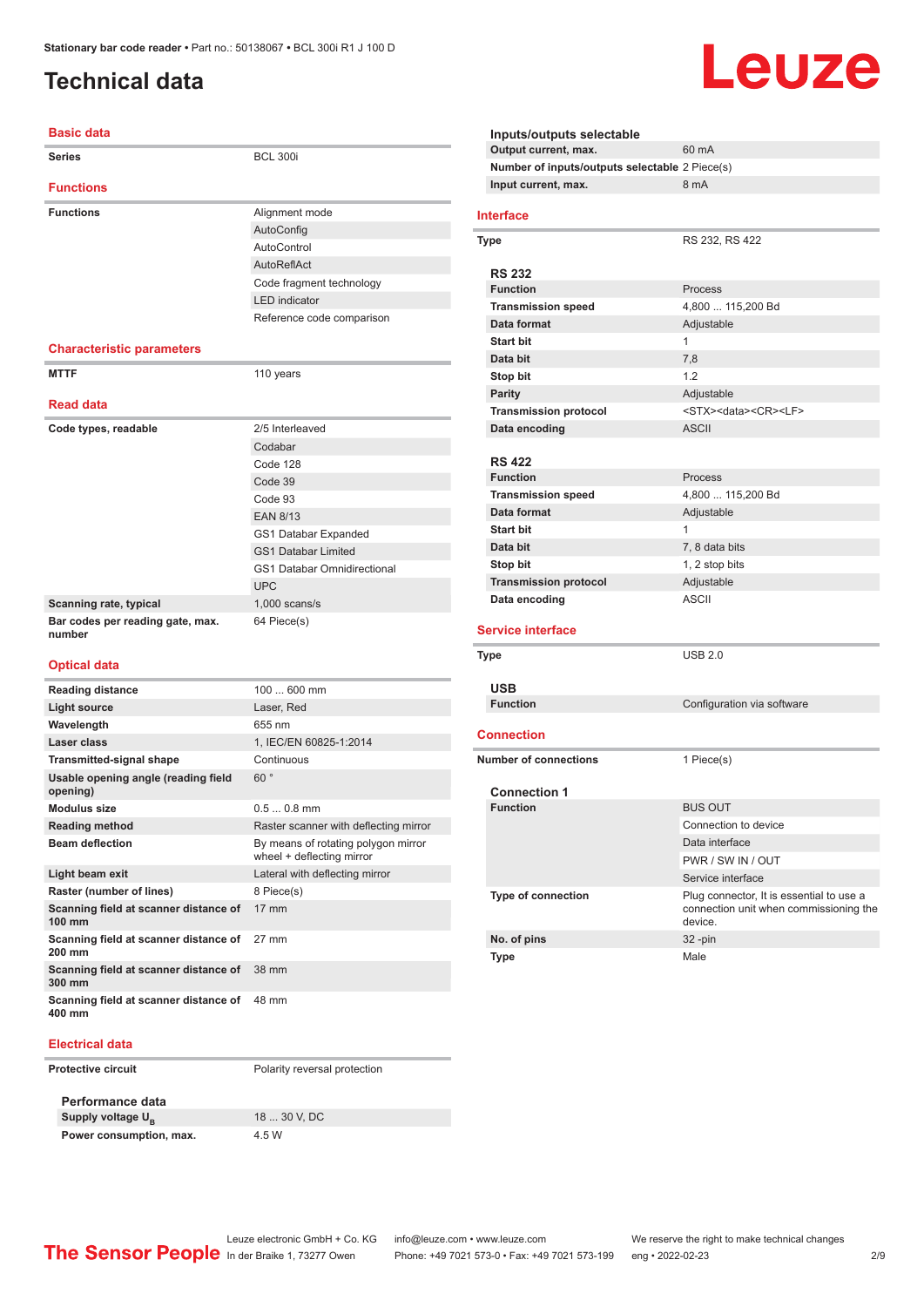Stationary bar code reader • Part no.: 50138067 • BCL 300i R1 J 100 D

# Technical data

## Basic data

| | |
|---|---|
| Series | BCL 300i |

## Functions

| | |
|---|---|
| Functions | Alignment mode |
| | AutoConfig |
| | AutoControl |
| | AutoReflAct |
| | Code fragment technology |
| | LED indicator |
| | Reference code comparison |

## Characteristic parameters

| | |
|---|---|
| MTTF | 110 years |

## Read data

| | |
|---|---|
| Code types, readable | 2/5 Interleaved |
| | Codabar |
| | Code 128 |
| | Code 39 |
| | Code 93 |
| | EAN 8/13 |
| | GS1 Databar Expanded |
| | GS1 Databar Limited |
| | GS1 Databar Omnidirectional |
| | UPC |
| Scanning rate, typical | 1,000 scans/s |
| Bar codes per reading gate, max. number | 64 Piece(s) |

## Optical data

| | |
|---|---|
| Reading distance | 100 ... 600 mm |
| Light source | Laser, Red |
| Wavelength | 655 nm |
| Laser class | 1, IEC/EN 60825-1:2014 |
| Transmitted-signal shape | Continuous |
| Usable opening angle (reading field opening) | 60 ° |
| Modulus size | 0.5 ... 0.8 mm |
| Reading method | Raster scanner with deflecting mirror |
| Beam deflection | By means of rotating polygon mirror wheel + deflecting mirror |
| Light beam exit | Lateral with deflecting mirror |
| Raster (number of lines) | 8 Piece(s) |
| Scanning field at scanner distance of 100 mm | 17 mm |
| Scanning field at scanner distance of 200 mm | 27 mm |
| Scanning field at scanner distance of 300 mm | 38 mm |
| Scanning field at scanner distance of 400 mm | 48 mm |

## Electrical data

| | |
|---|---|
| Protective circuit | Polarity reversal protection |

### Performance data

| | |
|---|---|
| Supply voltage $U_B$ | 18 ... 30 V, DC |
| Power consumption, max. | 4.5 W |

### Inputs/outputs selectable

| | |
|---|---|
| Output current, max. | 60 mA |
| Number of inputs/outputs selectable | 2 Piece(s) |
| Input current, max. | 8 mA |

## Interface

| | |
|---|---|
| Type | RS 232, RS 422 |

### RS 232

| | |
|---|---|
| Function | Process |
| Transmission speed | 4,800 ... 115,200 Bd |
| Data format | Adjustable |
| Start bit | 1 |
| Data bit | 7,8 |
| Stop bit | 1.2 |
| Parity | Adjustable |
| Transmission protocol | <STX><data><CR><LF> |
| Data encoding | ASCII |

### RS 422

| | |
|---|---|
| Function | Process |
| Transmission speed | 4,800 ... 115,200 Bd |
| Data format | Adjustable |
| Start bit | 1 |
| Data bit | 7, 8 data bits |
| Stop bit | 1, 2 stop bits |
| Transmission protocol | Adjustable |
| Data encoding | ASCII |

## Service interface

| | |
|---|---|
| Type | USB 2.0 |

### USB

| | |
|---|---|
| Function | Configuration via software |

## Connection

| | |
|---|---|
| Number of connections | 1 Piece(s) |

### Connection 1

| | |
|---|---|
| Function | BUS OUT |
| | Connection to device |
| | Data interface |
| | PWR / SW IN / OUT |
| | Service interface |
| Type of connection | Plug connector, It is essential to use a connection unit when commissioning the device. |
| No. of pins | 32 -pin |
| Type | Male |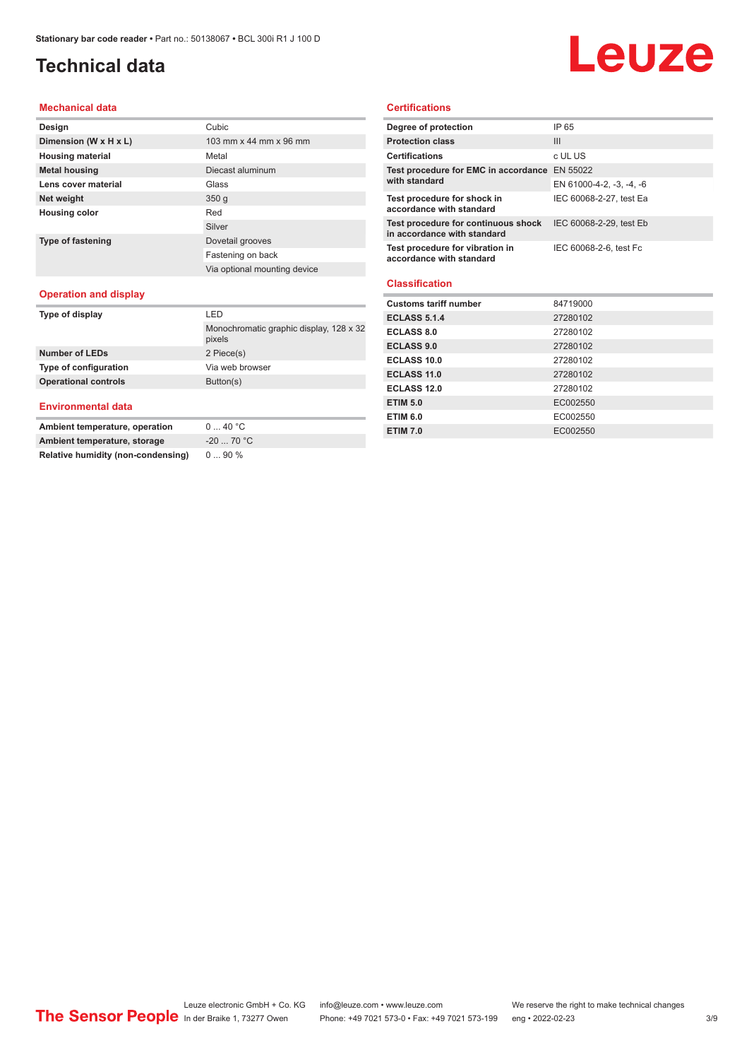# Technical data

## Mechanical data

| | |
|---|---|
| **Design** | Cubic |
| **Dimension (W x H x L)** | 103 mm x 44 mm x 96 mm |
| **Housing material** | Metal |
| **Metal housing** | Diecast aluminum |
| **Lens cover material** | Glass |
| **Net weight** | 350 g |
| **Housing color** | Red |
| | Silver |
| **Type of fastening** | Dovetail grooves |
| | Fastening on back |
| | Via optional mounting device |

## Operation and display

| | |
|---|---|
| **Type of display** | LED |
| | Monochromatic graphic display, 128 x 32 pixels |
| **Number of LEDs** | 2 Piece(s) |
| **Type of configuration** | Via web browser |
| **Operational controls** | Button(s) |

## Environmental data

| | |
|---|---|
| **Ambient temperature, operation** | 0 ... 40 °C |
| **Ambient temperature, storage** | -20 ... 70 °C |
| **Relative humidity (non-condensing)** | 0 ... 90 % |

## Certifications

| | |
|---|---|
| **Degree of protection** | IP 65 |
| **Protection class** | III |
| **Certifications** | c UL US |
| **Test procedure for EMC in accordance with standard** | EN 55022 |
| | EN 61000-4-2, -3, -4, -6 |
| **Test procedure for shock in accordance with standard** | IEC 60068-2-27, test Ea |
| **Test procedure for continuous shock in accordance with standard** | IEC 60068-2-29, test Eb |
| **Test procedure for vibration in accordance with standard** | IEC 60068-2-6, test Fc |

## Classification

| | |
|---|---|
| **Customs tariff number** | 84719000 |
| **ECLASS 5.1.4** | 27280102 |
| **ECLASS 8.0** | 27280102 |
| **ECLASS 9.0** | 27280102 |
| **ECLASS 10.0** | 27280102 |
| **ECLASS 11.0** | 27280102 |
| **ECLASS 12.0** | 27280102 |
| **ETIM 5.0** | EC002550 |
| **ETIM 6.0** | EC002550 |
| **ETIM 7.0** | EC002550 |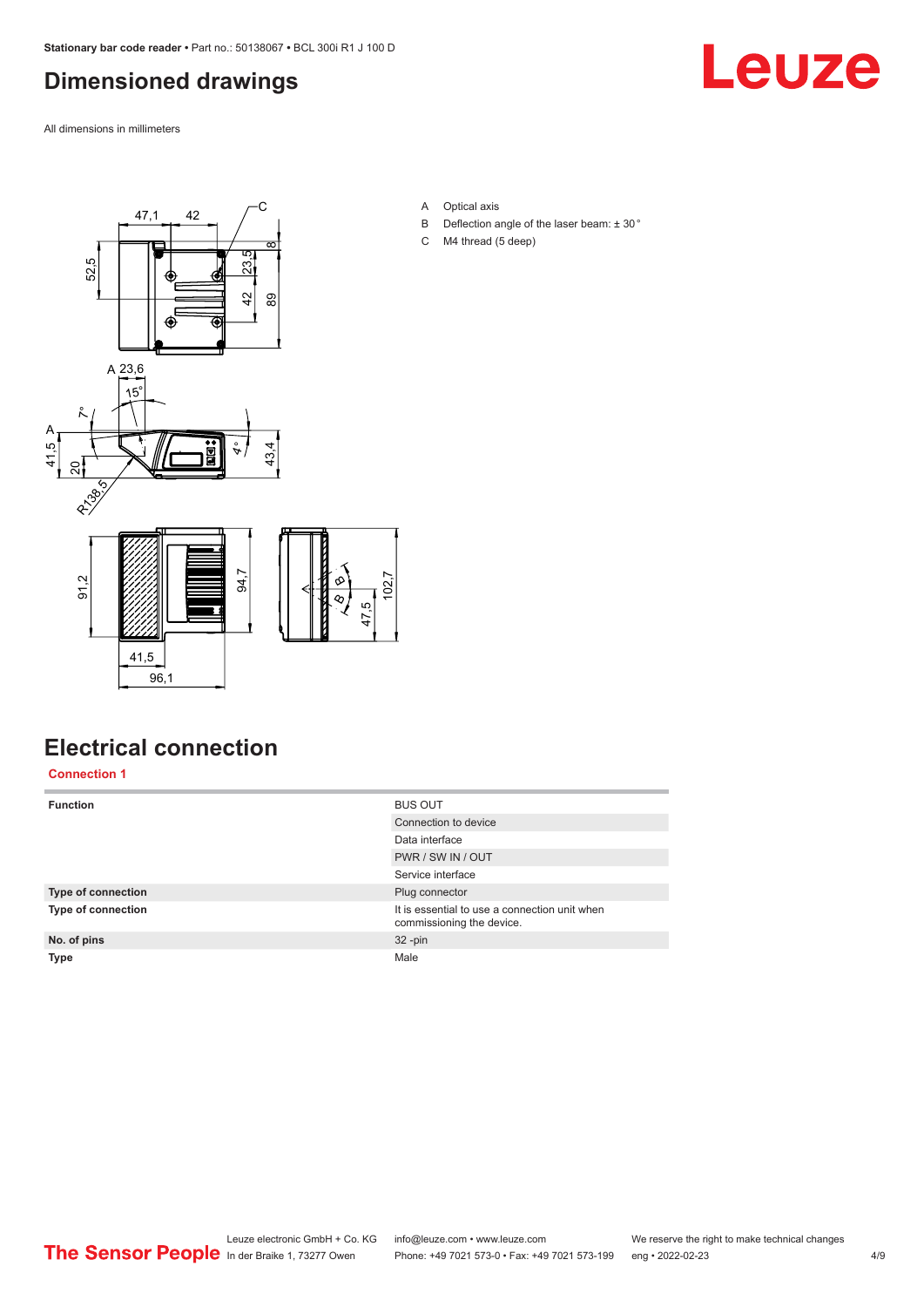# Dimensioned drawings

All dimensions in millimeters

A Optical axis
B Deflection angle of the laser beam: ± 30 °
C M4 thread (5 deep)

# Electrical connection

## Connection 1

| | |
|---|---|
| **Function** | BUS OUT |
| | Connection to device |
| | Data interface |
| | PWR / SW IN / OUT |
| | Service interface |
| **Type of connection** | Plug connector |
| **Type of connection** | It is essential to use a connection unit when commissioning the device. |
| **No. of pins** | 32 -pin |
| **Type** | Male |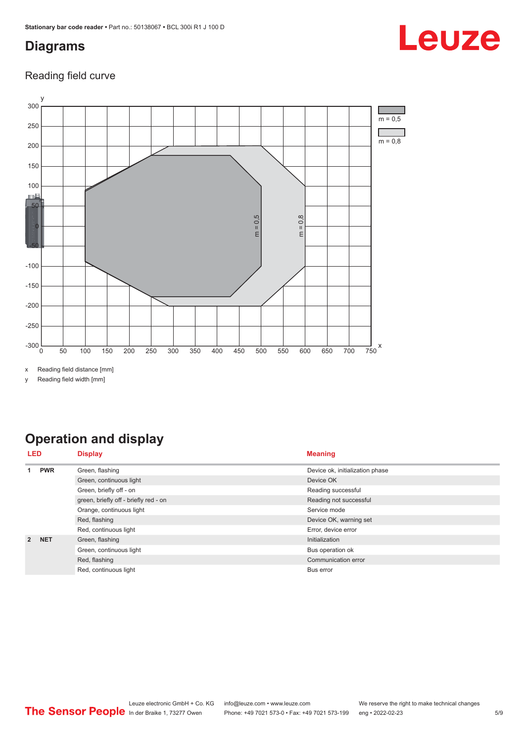# Diagrams

## Reading field curve

y

300
250
200
150
100
50
0
-50
-100
-150
-200
-250
-300

0 50 100 150 200 250 300 350 400 450 500 550 600 650 700 750 x

m = 0,5
m = 0,8

m = 0,5
m = 0,8

x Reading field distance [mm]

y Reading field width [mm]

# Operation and display

| LED | | Display | Meaning |
|---|---|---|---|
| 1 | PWR | Green, flashing | Device ok, initialization phase |
| | | Green, continuous light | Device OK |
| | | Green, briefly off - on | Reading successful |
| | | green, briefly off - briefly red - on | Reading not successful |
| | | Orange, continuous light | Service mode |
| | | Red, flashing | Device OK, warning set |
| | | Red, continuous light | Error, device error |
| 2 | NET | Green, flashing | Initialization |
| | | Green, continuous light | Bus operation ok |
| | | Red, flashing | Communication error |
| | | Red, continuous light | Bus error |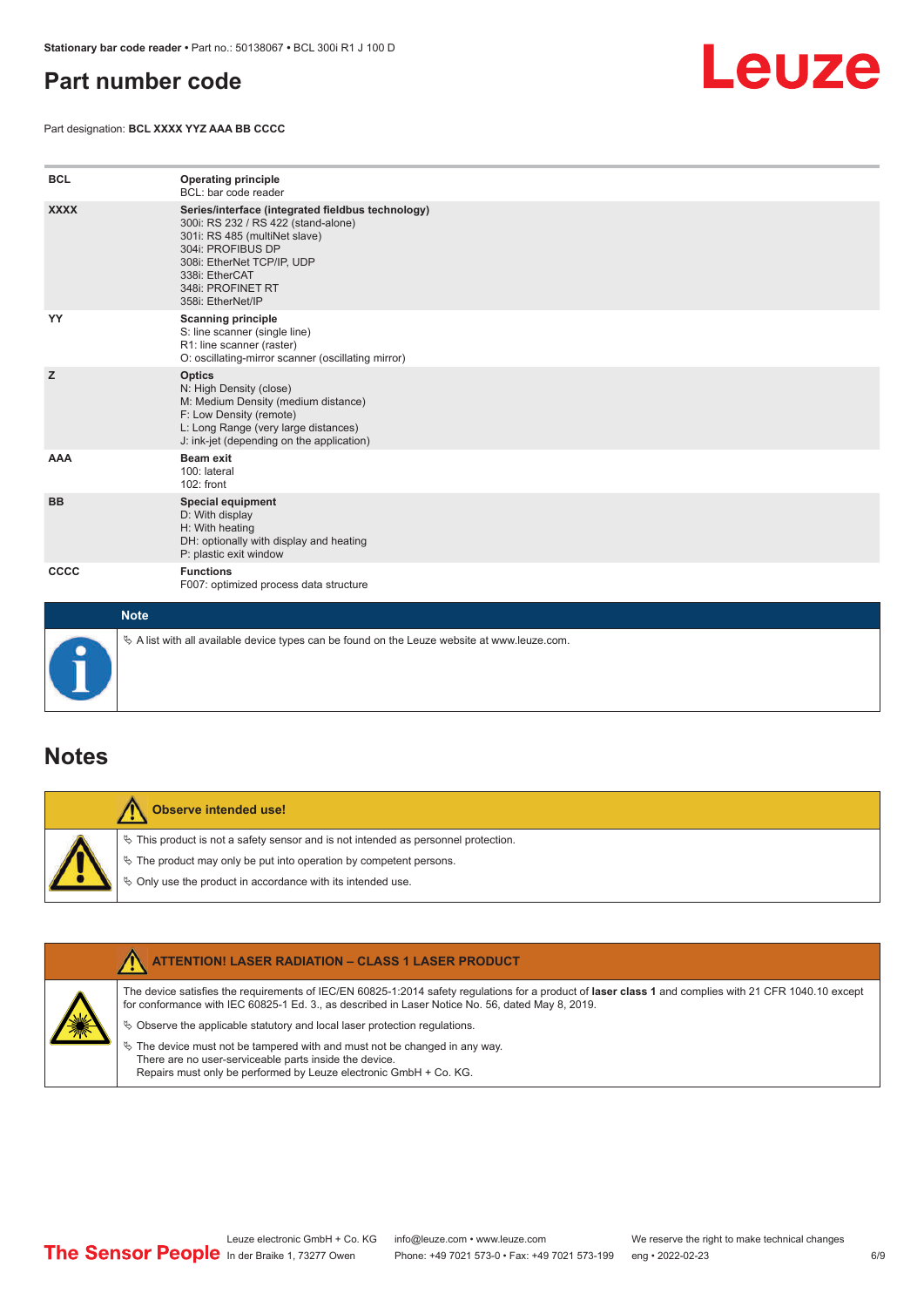# Part number code

Part designation: **BCL XXXX YYZ AAA BB CCCC**

| | |
|---|---|
| **BCL** | **Operating principle**<br>BCL: bar code reader |
| **XXXX** | **Series/interface (integrated fieldbus technology)**<br>300i: RS 232 / RS 422 (stand-alone)<br>301i: RS 485 (multiNet slave)<br>304i: PROFIBUS DP<br>308i: EtherNet TCP/IP, UDP<br>338i: EtherCAT<br>348i: PROFINET RT<br>358i: EtherNet/IP |
| **YY** | **Scanning principle**<br>S: line scanner (single line)<br>R1: line scanner (raster)<br>O: oscillating-mirror scanner (oscillating mirror) |
| **Z** | **Optics**<br>N: High Density (close)<br>M: Medium Density (medium distance)<br>F: Low Density (remote)<br>L: Long Range (very large distances)<br>J: ink-jet (depending on the application) |
| **AAA** | **Beam exit**<br>100: lateral<br>102: front |
| **BB** | **Special equipment**<br>D: With display<br>H: With heating<br>DH: optionally with display and heating<br>P: plastic exit window |
| **CCCC** | **Functions**<br>F007: optimized process data structure |

**Note**

- A list with all available device types can be found on the Leuze website at www.leuze.com.

## Notes

**Observe intended use!**

- This product is not a safety sensor and is not intended as personnel protection.
- The product may only be put into operation by competent persons.
- Only use the product in accordance with its intended use.

**ATTENTION! LASER RADIATION – CLASS 1 LASER PRODUCT**

The device satisfies the requirements of IEC/EN 60825-1:2014 safety regulations for a product of **laser class 1** and complies with 21 CFR 1040.10 except for conformance with IEC 60825-1 Ed. 3., as described in Laser Notice No. 56, dated May 8, 2019.

- Observe the applicable statutory and local laser protection regulations.
- The device must not be tampered with and must not be changed in any way.
  There are no user-serviceable parts inside the device.
  Repairs must only be performed by Leuze electronic GmbH + Co. KG.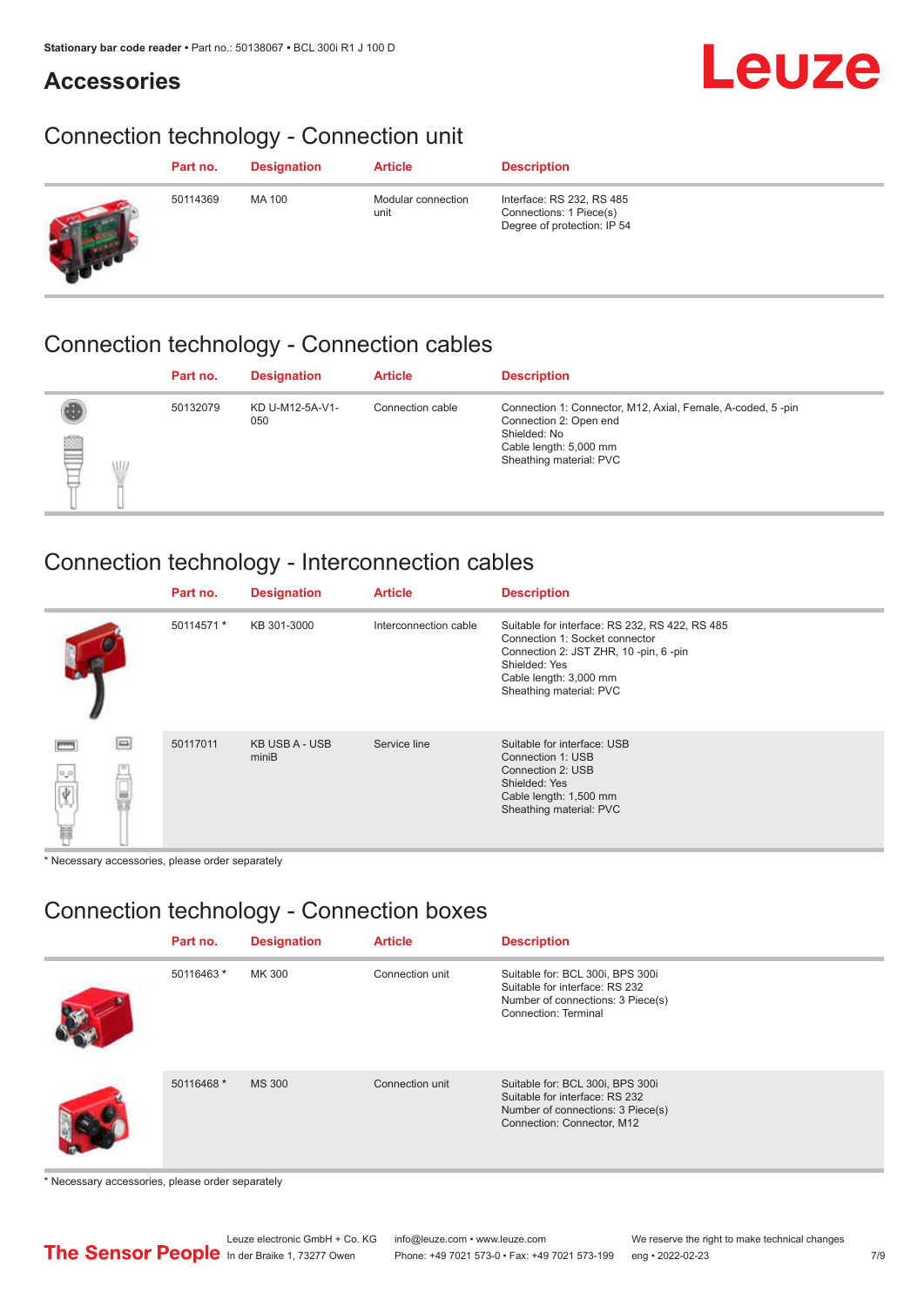## Accessories

### Connection technology - Connection unit

| Part no. | Designation | Article | Description |
|---|---|---|---|
| 50114369 | MA 100 | Modular connection unit | Interface: RS 232, RS 485<br>Connections: 1 Piece(s)<br>Degree of protection: IP 54 |

### Connection technology - Connection cables

| Part no. | Designation | Article | Description |
|---|---|---|---|
| 50132079 | KD U-M12-5A-V1-050 | Connection cable | Connection 1: Connector, M12, Axial, Female, A-coded, 5 -pin<br>Connection 2: Open end<br>Shielded: No<br>Cable length: 5,000 mm<br>Sheathing material: PVC |

### Connection technology - Interconnection cables

| Part no. | Designation | Article | Description |
|---|---|---|---|
| 50114571 * | KB 301-3000 | Interconnection cable | Suitable for interface: RS 232, RS 422, RS 485<br>Connection 1: Socket connector<br>Connection 2: JST ZHR, 10 -pin, 6 -pin<br>Shielded: Yes<br>Cable length: 3,000 mm<br>Sheathing material: PVC |
| 50117011 | KB USB A - USB miniB | Service line | Suitable for interface: USB<br>Connection 1: USB<br>Connection 2: USB<br>Shielded: Yes<br>Cable length: 1,500 mm<br>Sheathing material: PVC |

* Necessary accessories, please order separately

### Connection technology - Connection boxes

| Part no. | Designation | Article | Description |
|---|---|---|---|
| 50116463 * | MK 300 | Connection unit | Suitable for: BCL 300i, BPS 300i<br>Suitable for interface: RS 232<br>Number of connections: 3 Piece(s)<br>Connection: Terminal |
| 50116468 * | MS 300 | Connection unit | Suitable for: BCL 300i, BPS 300i<br>Suitable for interface: RS 232<br>Number of connections: 3 Piece(s)<br>Connection: Connector, M12 |

* Necessary accessories, please order separately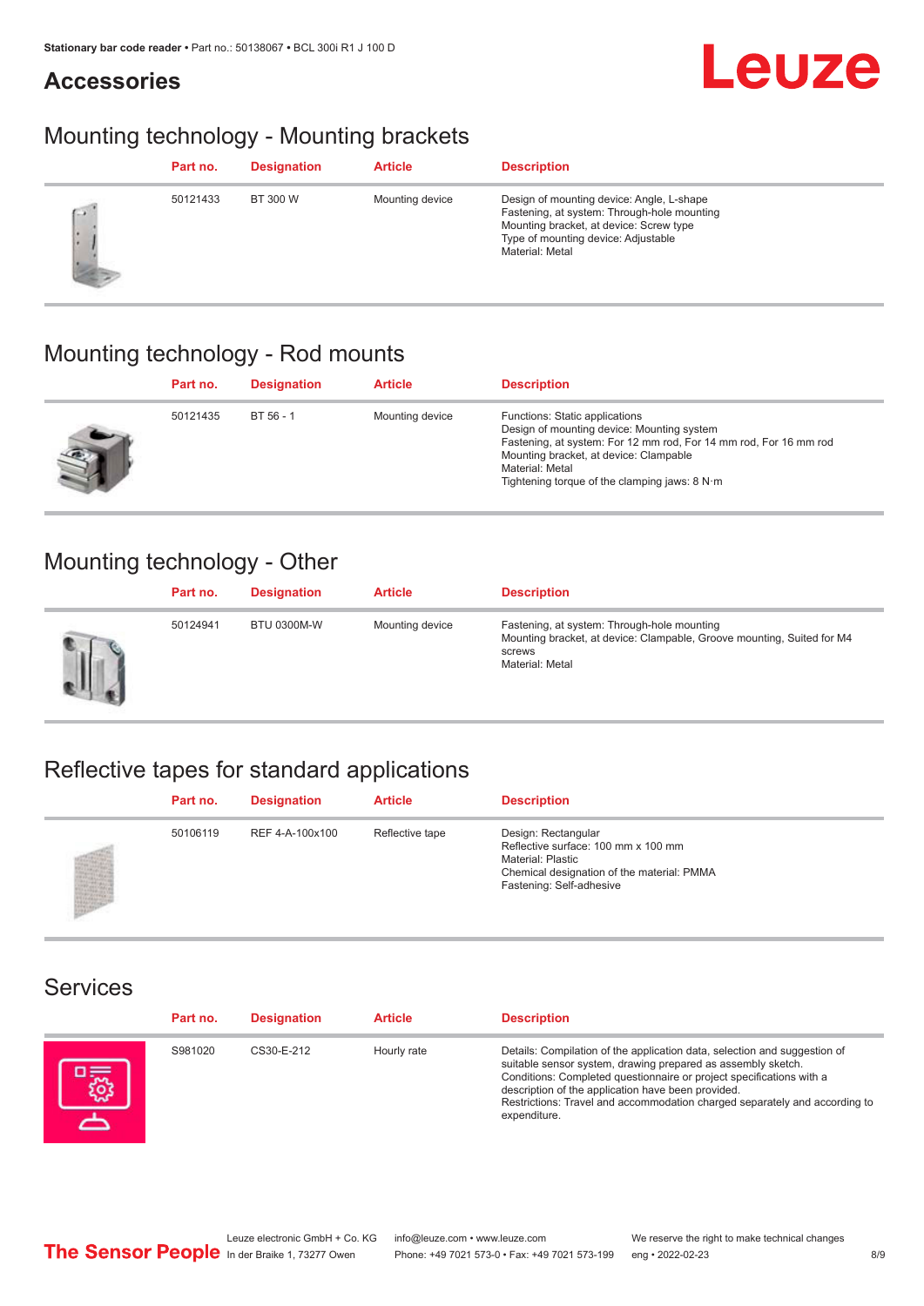## Accessories

### Mounting technology - Mounting brackets

| | Part no. | Designation | Article | Description |
|---|---|---|---|---|
| | 50121433 | BT 300 W | Mounting device | Design of mounting device: Angle, L-shape<br>Fastening, at system: Through-hole mounting<br>Mounting bracket, at device: Screw type<br>Type of mounting device: Adjustable<br>Material: Metal |

### Mounting technology - Rod mounts

| | Part no. | Designation | Article | Description |
|---|---|---|---|---|
| | 50121435 | BT 56 - 1 | Mounting device | Functions: Static applications<br>Design of mounting device: Mounting system<br>Fastening, at system: For 12 mm rod, For 14 mm rod, For 16 mm rod<br>Mounting bracket, at device: Clampable<br>Material: Metal<br>Tightening torque of the clamping jaws: 8 N·m |

### Mounting technology - Other

| | Part no. | Designation | Article | Description |
|---|---|---|---|---|
| | 50124941 | BTU 0300M-W | Mounting device | Fastening, at system: Through-hole mounting<br>Mounting bracket, at device: Clampable, Groove mounting, Suited for M4 screws<br>Material: Metal |

### Reflective tapes for standard applications

| | Part no. | Designation | Article | Description |
|---|---|---|---|---|
| | 50106119 | REF 4-A-100x100 | Reflective tape | Design: Rectangular<br>Reflective surface: 100 mm x 100 mm<br>Material: Plastic<br>Chemical designation of the material: PMMA<br>Fastening: Self-adhesive |

### Services

| | Part no. | Designation | Article | Description |
|---|---|---|---|---|
| | S981020 | CS30-E-212 | Hourly rate | Details: Compilation of the application data, selection and suggestion of suitable sensor system, drawing prepared as assembly sketch.<br>Conditions: Completed questionnaire or project specifications with a description of the application have been provided.<br>Restrictions: Travel and accommodation charged separately and according to expenditure. |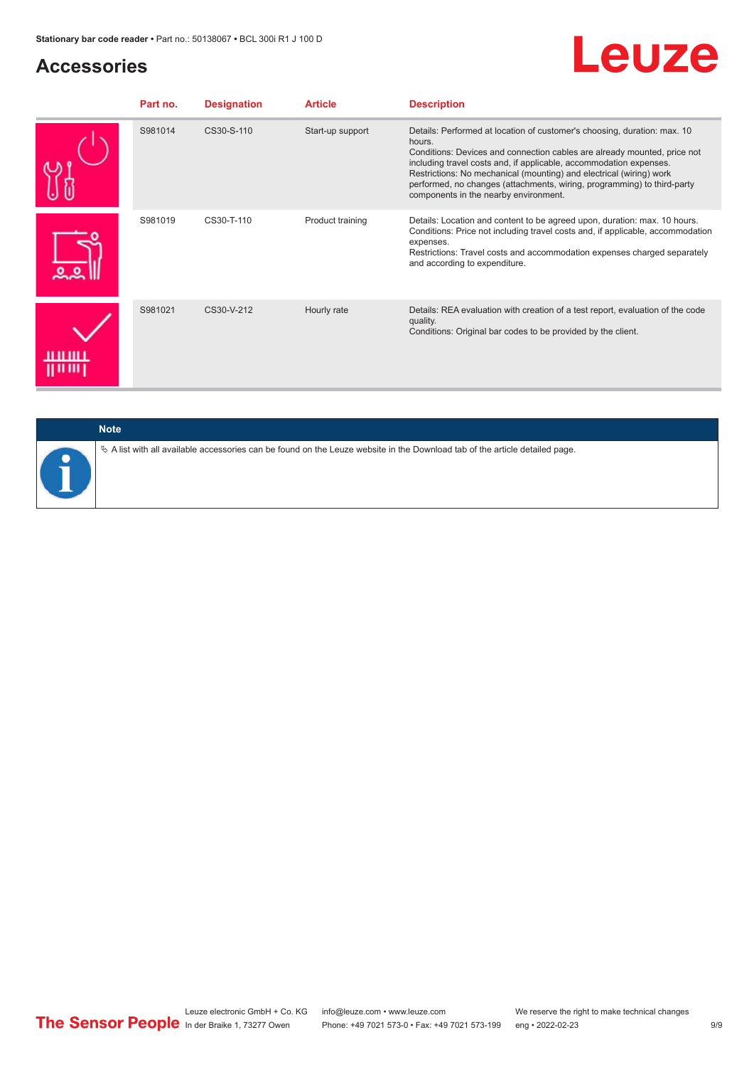## Accessories

| | Part no. | Designation | Article | Description |
|---|---|---|---|---|
| | S981014 | CS30-S-110 | Start-up support | Details: Performed at location of customer's choosing, duration: max. 10 hours.<br>Conditions: Devices and connection cables are already mounted, price not including travel costs and, if applicable, accommodation expenses.<br>Restrictions: No mechanical (mounting) and electrical (wiring) work performed, no changes (attachments, wiring, programming) to third-party components in the nearby environment. |
| | S981019 | CS30-T-110 | Product training | Details: Location and content to be agreed upon, duration: max. 10 hours.<br>Conditions: Price not including travel costs and, if applicable, accommodation expenses.<br>Restrictions: Travel costs and accommodation expenses charged separately and according to expenditure. |
| | S981021 | CS30-V-212 | Hourly rate | Details: REA evaluation with creation of a test report, evaluation of the code quality.<br>Conditions: Original bar codes to be provided by the client. |

**Note**

↳ A list with all available accessories can be found on the Leuze website in the Download tab of the article detailed page.